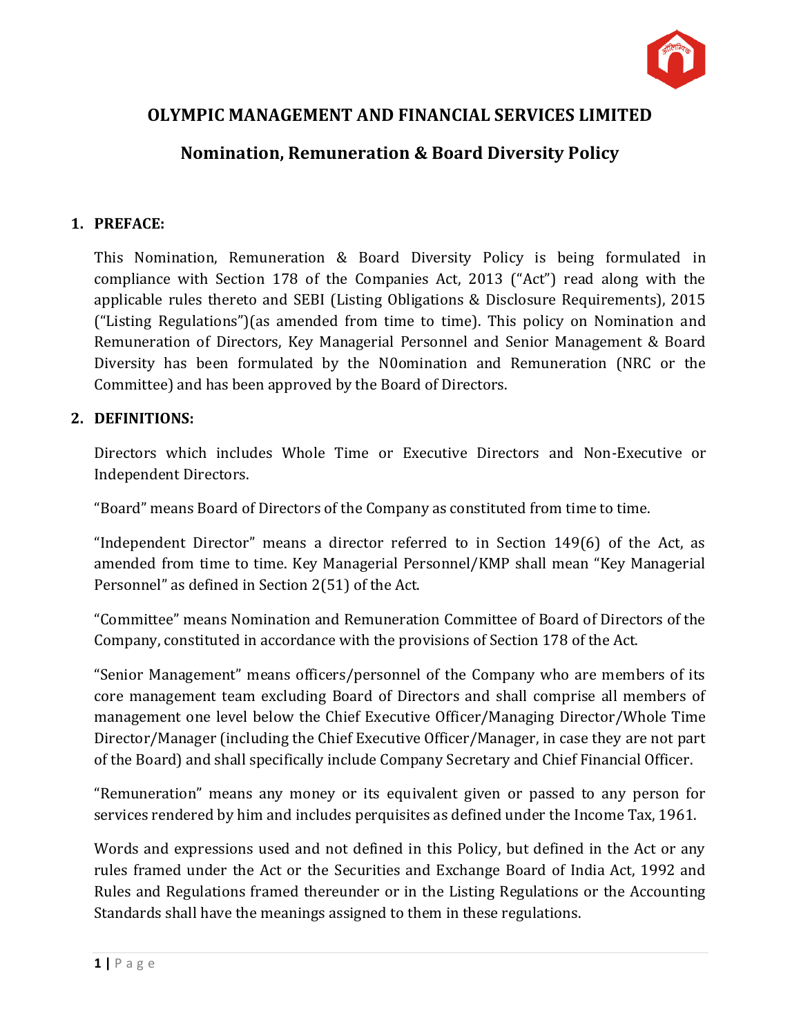# OLYMPIC MANAGEMENT AND FINANCIAL SERVICES LIMITED

## Nomination, Remuneration & Board Diversity Policy

### 1. PREFACE:

This Nomination, Remuneration & Board Diversity Policy is being formulated in compliance with Section 178 of the Companies Act, 2013 ("Act") read along with the applicable rules thereto and SEBI (Listing Obligations & Disclosure Requirements), 2015 ("Listing Regulations")(as amended from time to time). This policy on Nomination and Remuneration of Directors, Key Managerial Personnel and Senior Management & Board Diversity has been formulated by the N0omination and Remuneration (NRC or the Committee) and has been approved by the Board of Directors.

### 2. DEFINITIONS:

Directors which includes Whole Time or Executive Directors and Non-Executive or Independent Directors.

"Board" means Board of Directors of the Company as constituted from time to time.

"Independent Director" means a director referred to in Section 149(6) of the Act, as amended from time to time. Key Managerial Personnel/KMP shall mean "Key Managerial Personnel" as defined in Section 2(51) of the Act.

"Committee" means Nomination and Remuneration Committee of Board of Directors of the Company, constituted in accordance with the provisions of Section 178 of the Act.

"Senior Management" means officers/personnel of the Company who are members of its core management team excluding Board of Directors and shall comprise all members of management one level below the Chief Executive Officer/Managing Director/Whole Time Director/Manager (including the Chief Executive Officer/Manager, in case they are not part of the Board) and shall specifically include Company Secretary and Chief Financial Officer.

"Remuneration" means any money or its equivalent given or passed to any person for services rendered by him and includes perquisites as defined under the Income Tax, 1961.

Words and expressions used and not defined in this Policy, but defined in the Act or any rules framed under the Act or the Securities and Exchange Board of India Act, 1992 and Rules and Regulations framed thereunder or in the Listing Regulations or the Accounting Standards shall have the meanings assigned to them in these regulations.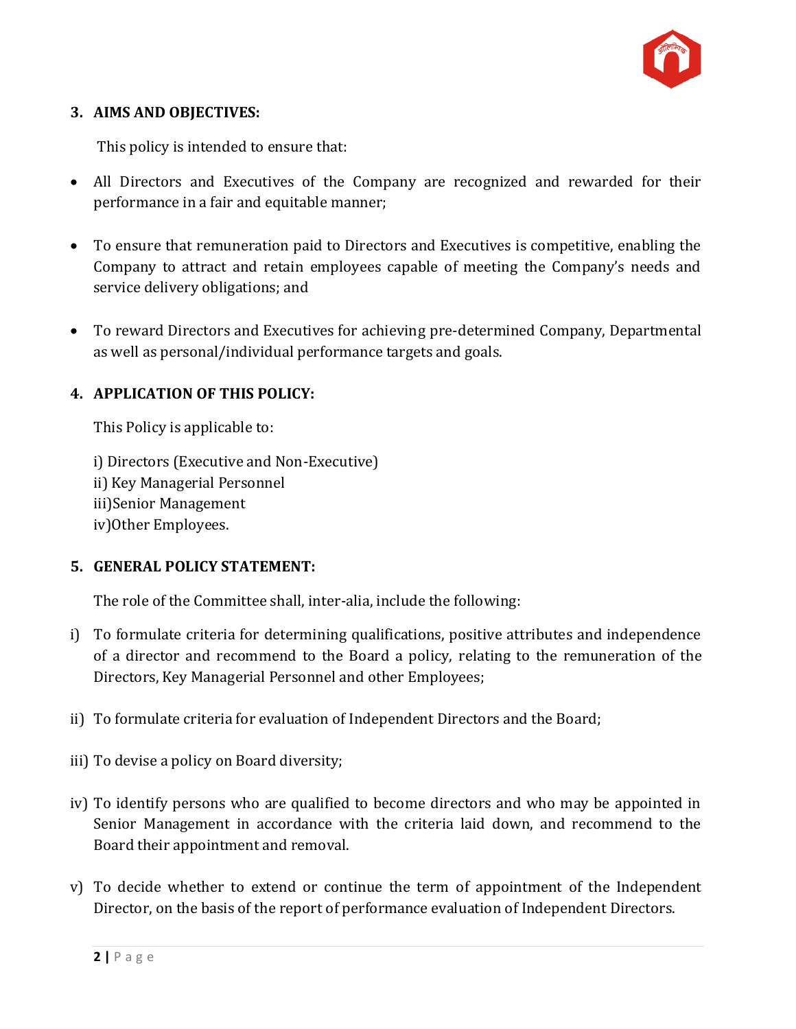## 3. AIMS AND OBJECTIVES:

This policy is intended to ensure that:

- All Directors and Executives of the Company are recognized and rewarded for their performance in a fair and equitable manner;
- To ensure that remuneration paid to Directors and Executives is competitive, enabling the Company to attract and retain employees capable of meeting the Company's needs and service delivery obligations; and
- To reward Directors and Executives for achieving pre-determined Company, Departmental as well as personal/individual performance targets and goals.

## 4. APPLICATION OF THIS POLICY:

This Policy is applicable to:

i) Directors (Executive and Non-Executive)
ii) Key Managerial Personnel
iii) Senior Management
iv) Other Employees.

## 5. GENERAL POLICY STATEMENT:

The role of the Committee shall, inter-alia, include the following:

i) To formulate criteria for determining qualifications, positive attributes and independence of a director and recommend to the Board a policy, relating to the remuneration of the Directors, Key Managerial Personnel and other Employees;

ii) To formulate criteria for evaluation of Independent Directors and the Board;

iii) To devise a policy on Board diversity;

iv) To identify persons who are qualified to become directors and who may be appointed in Senior Management in accordance with the criteria laid down, and recommend to the Board their appointment and removal.

v) To decide whether to extend or continue the term of appointment of the Independent Director, on the basis of the report of performance evaluation of Independent Directors.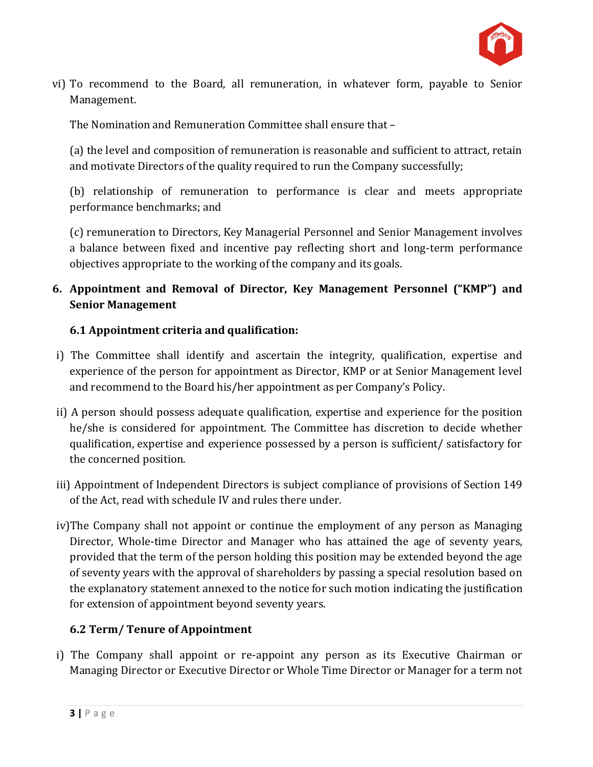vi) To recommend to the Board, all remuneration, in whatever form, payable to Senior Management.

The Nomination and Remuneration Committee shall ensure that –

(a) the level and composition of remuneration is reasonable and sufficient to attract, retain and motivate Directors of the quality required to run the Company successfully;

(b) relationship of remuneration to performance is clear and meets appropriate performance benchmarks; and

(c) remuneration to Directors, Key Managerial Personnel and Senior Management involves a balance between fixed and incentive pay reflecting short and long-term performance objectives appropriate to the working of the company and its goals.

**6. Appointment and Removal of Director, Key Management Personnel ("KMP") and Senior Management**

**6.1 Appointment criteria and qualification:**

i) The Committee shall identify and ascertain the integrity, qualification, expertise and experience of the person for appointment as Director, KMP or at Senior Management level and recommend to the Board his/her appointment as per Company's Policy.

ii) A person should possess adequate qualification, expertise and experience for the position he/she is considered for appointment. The Committee has discretion to decide whether qualification, expertise and experience possessed by a person is sufficient/ satisfactory for the concerned position.

iii) Appointment of Independent Directors is subject compliance of provisions of Section 149 of the Act, read with schedule IV and rules there under.

iv) The Company shall not appoint or continue the employment of any person as Managing Director, Whole-time Director and Manager who has attained the age of seventy years, provided that the term of the person holding this position may be extended beyond the age of seventy years with the approval of shareholders by passing a special resolution based on the explanatory statement annexed to the notice for such motion indicating the justification for extension of appointment beyond seventy years.

**6.2 Term/ Tenure of Appointment**

i) The Company shall appoint or re-appoint any person as its Executive Chairman or Managing Director or Executive Director or Whole Time Director or Manager for a term not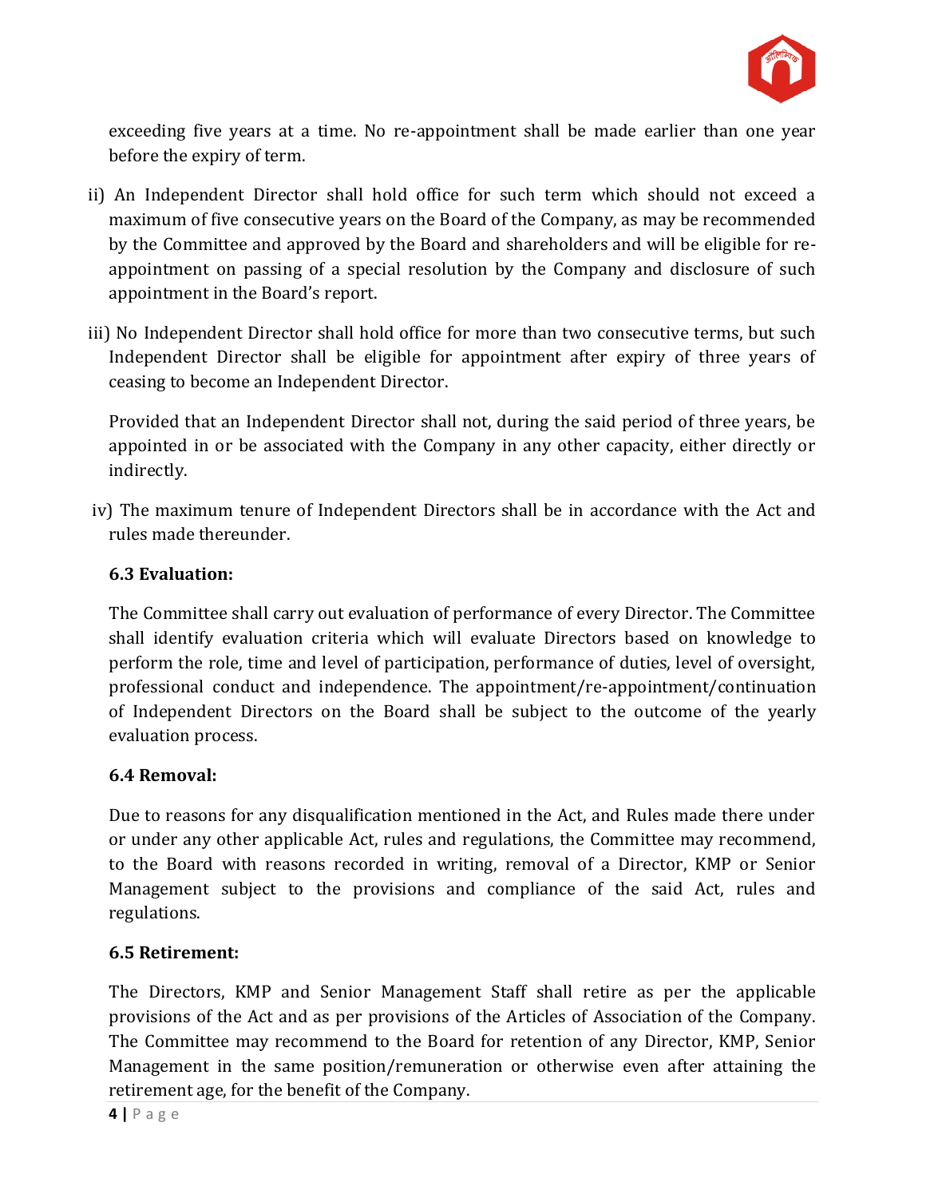exceeding five years at a time. No re-appointment shall be made earlier than one year before the expiry of term.

ii) An Independent Director shall hold office for such term which should not exceed a maximum of five consecutive years on the Board of the Company, as may be recommended by the Committee and approved by the Board and shareholders and will be eligible for re-appointment on passing of a special resolution by the Company and disclosure of such appointment in the Board's report.

iii) No Independent Director shall hold office for more than two consecutive terms, but such Independent Director shall be eligible for appointment after expiry of three years of ceasing to become an Independent Director.

Provided that an Independent Director shall not, during the said period of three years, be appointed in or be associated with the Company in any other capacity, either directly or indirectly.

iv) The maximum tenure of Independent Directors shall be in accordance with the Act and rules made thereunder.

**6.3 Evaluation:**

The Committee shall carry out evaluation of performance of every Director. The Committee shall identify evaluation criteria which will evaluate Directors based on knowledge to perform the role, time and level of participation, performance of duties, level of oversight, professional conduct and independence. The appointment/re-appointment/continuation of Independent Directors on the Board shall be subject to the outcome of the yearly evaluation process.

**6.4 Removal:**

Due to reasons for any disqualification mentioned in the Act, and Rules made there under or under any other applicable Act, rules and regulations, the Committee may recommend, to the Board with reasons recorded in writing, removal of a Director, KMP or Senior Management subject to the provisions and compliance of the said Act, rules and regulations.

**6.5 Retirement:**

The Directors, KMP and Senior Management Staff shall retire as per the applicable provisions of the Act and as per provisions of the Articles of Association of the Company. The Committee may recommend to the Board for retention of any Director, KMP, Senior Management in the same position/remuneration or otherwise even after attaining the retirement age, for the benefit of the Company.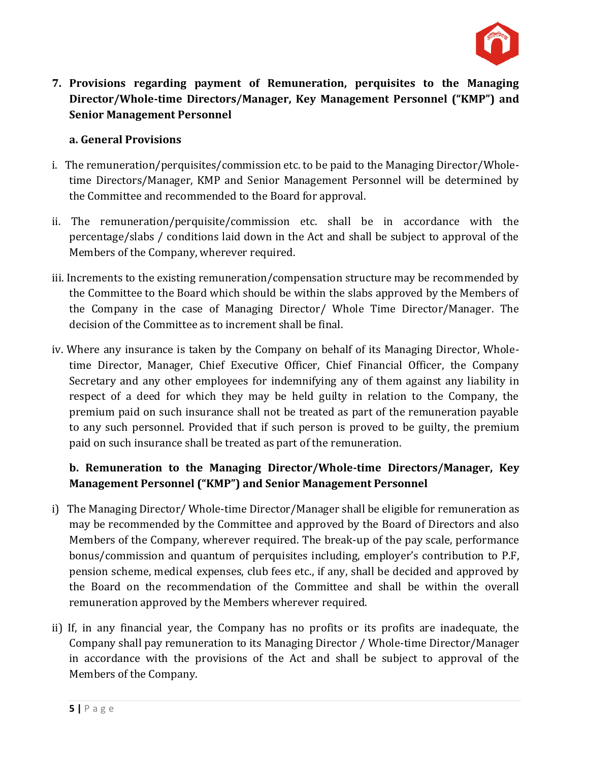**7. Provisions regarding payment of Remuneration, perquisites to the Managing Director/Whole-time Directors/Manager, Key Management Personnel ("KMP") and Senior Management Personnel**

**a. General Provisions**

i. The remuneration/perquisites/commission etc. to be paid to the Managing Director/Whole-time Directors/Manager, KMP and Senior Management Personnel will be determined by the Committee and recommended to the Board for approval.

ii. The remuneration/perquisite/commission etc. shall be in accordance with the percentage/slabs / conditions laid down in the Act and shall be subject to approval of the Members of the Company, wherever required.

iii. Increments to the existing remuneration/compensation structure may be recommended by the Committee to the Board which should be within the slabs approved by the Members of the Company in the case of Managing Director/ Whole Time Director/Manager. The decision of the Committee as to increment shall be final.

iv. Where any insurance is taken by the Company on behalf of its Managing Director, Whole-time Director, Manager, Chief Executive Officer, Chief Financial Officer, the Company Secretary and any other employees for indemnifying any of them against any liability in respect of a deed for which they may be held guilty in relation to the Company, the premium paid on such insurance shall not be treated as part of the remuneration payable to any such personnel. Provided that if such person is proved to be guilty, the premium paid on such insurance shall be treated as part of the remuneration.

**b. Remuneration to the Managing Director/Whole-time Directors/Manager, Key Management Personnel ("KMP") and Senior Management Personnel**

i) The Managing Director/ Whole-time Director/Manager shall be eligible for remuneration as may be recommended by the Committee and approved by the Board of Directors and also Members of the Company, wherever required. The break-up of the pay scale, performance bonus/commission and quantum of perquisites including, employer's contribution to P.F, pension scheme, medical expenses, club fees etc., if any, shall be decided and approved by the Board on the recommendation of the Committee and shall be within the overall remuneration approved by the Members wherever required.

ii) If, in any financial year, the Company has no profits or its profits are inadequate, the Company shall pay remuneration to its Managing Director / Whole-time Director/Manager in accordance with the provisions of the Act and shall be subject to approval of the Members of the Company.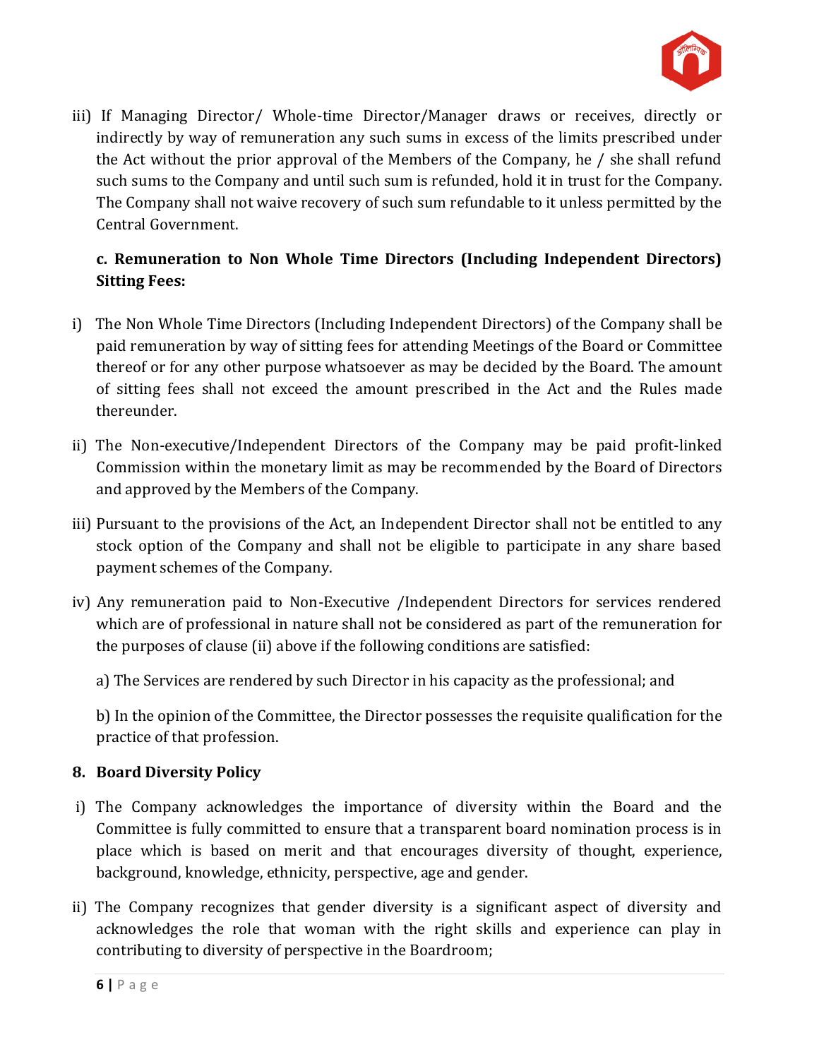iii) If Managing Director/ Whole-time Director/Manager draws or receives, directly or indirectly by way of remuneration any such sums in excess of the limits prescribed under the Act without the prior approval of the Members of the Company, he / she shall refund such sums to the Company and until such sum is refunded, hold it in trust for the Company. The Company shall not waive recovery of such sum refundable to it unless permitted by the Central Government.

**c. Remuneration to Non Whole Time Directors (Including Independent Directors) Sitting Fees:**

i) The Non Whole Time Directors (Including Independent Directors) of the Company shall be paid remuneration by way of sitting fees for attending Meetings of the Board or Committee thereof or for any other purpose whatsoever as may be decided by the Board. The amount of sitting fees shall not exceed the amount prescribed in the Act and the Rules made thereunder.

ii) The Non-executive/Independent Directors of the Company may be paid profit-linked Commission within the monetary limit as may be recommended by the Board of Directors and approved by the Members of the Company.

iii) Pursuant to the provisions of the Act, an Independent Director shall not be entitled to any stock option of the Company and shall not be eligible to participate in any share based payment schemes of the Company.

iv) Any remuneration paid to Non-Executive /Independent Directors for services rendered which are of professional in nature shall not be considered as part of the remuneration for the purposes of clause (ii) above if the following conditions are satisfied:

a) The Services are rendered by such Director in his capacity as the professional; and

b) In the opinion of the Committee, the Director possesses the requisite qualification for the practice of that profession.

## 8. Board Diversity Policy

i) The Company acknowledges the importance of diversity within the Board and the Committee is fully committed to ensure that a transparent board nomination process is in place which is based on merit and that encourages diversity of thought, experience, background, knowledge, ethnicity, perspective, age and gender.

ii) The Company recognizes that gender diversity is a significant aspect of diversity and acknowledges the role that woman with the right skills and experience can play in contributing to diversity of perspective in the Boardroom;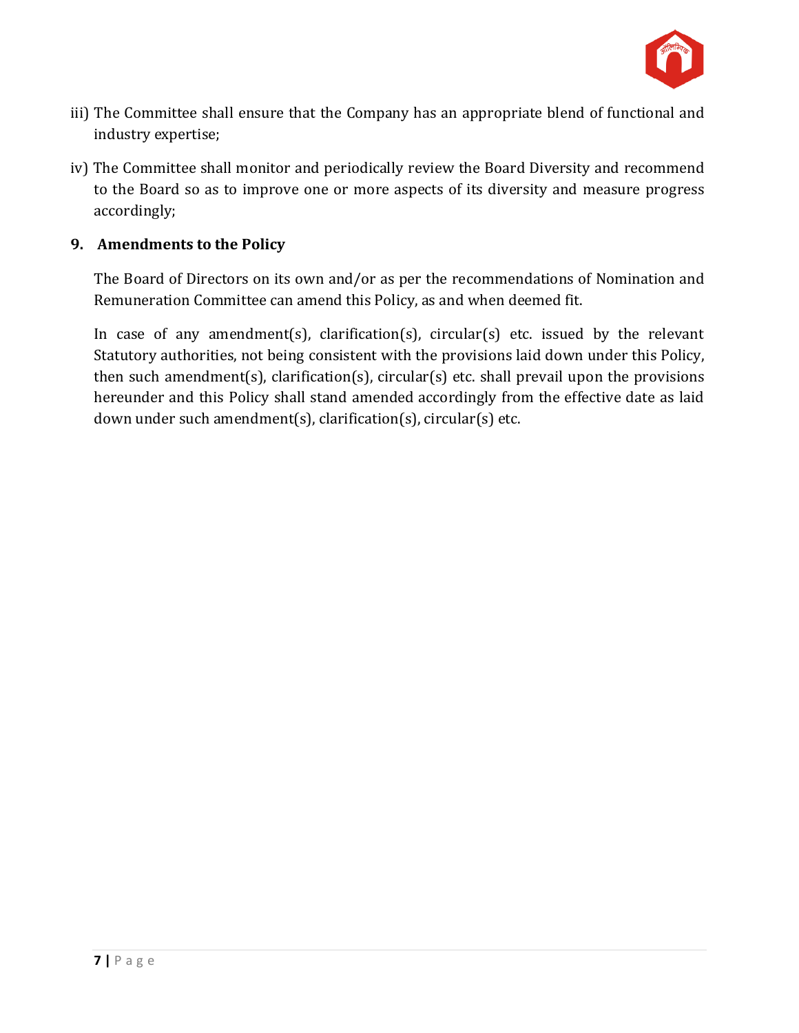iii) The Committee shall ensure that the Company has an appropriate blend of functional and industry expertise;

iv) The Committee shall monitor and periodically review the Board Diversity and recommend to the Board so as to improve one or more aspects of its diversity and measure progress accordingly;

## 9. Amendments to the Policy

The Board of Directors on its own and/or as per the recommendations of Nomination and Remuneration Committee can amend this Policy, as and when deemed fit.

In case of any amendment(s), clarification(s), circular(s) etc. issued by the relevant Statutory authorities, not being consistent with the provisions laid down under this Policy, then such amendment(s), clarification(s), circular(s) etc. shall prevail upon the provisions hereunder and this Policy shall stand amended accordingly from the effective date as laid down under such amendment(s), clarification(s), circular(s) etc.